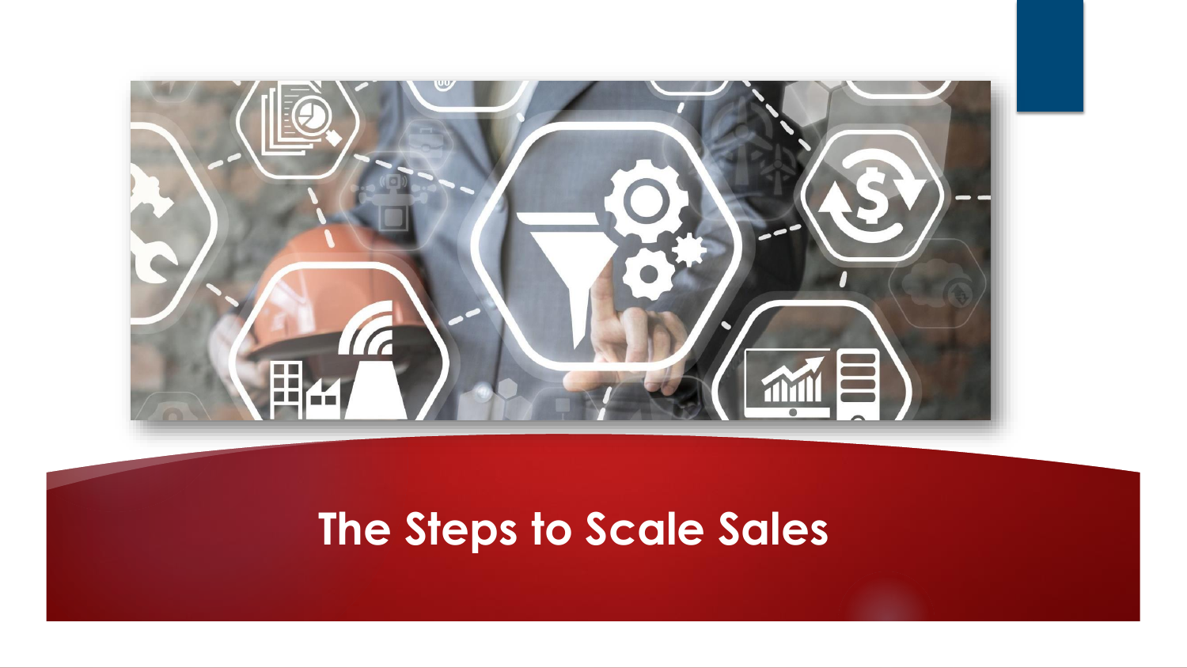# The Steps to Scale Sales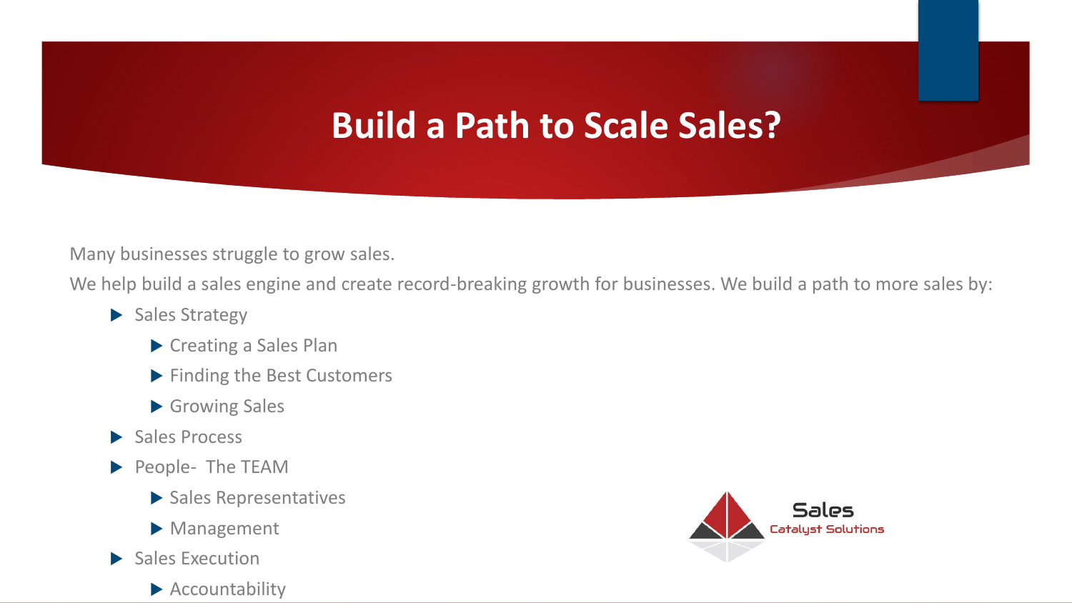# Build a Path to Scale Sales?

Many businesses struggle to grow sales.

We help build a sales engine and create record-breaking growth for businesses. We build a path to more sales by:

- Sales Strategy
  - Creating a Sales Plan
  - Finding the Best Customers
  - Growing Sales
- Sales Process
- People- The TEAM
  - Sales Representatives
  - Management
- Sales Execution
  - Accountability

Sales
Catalyst Solutions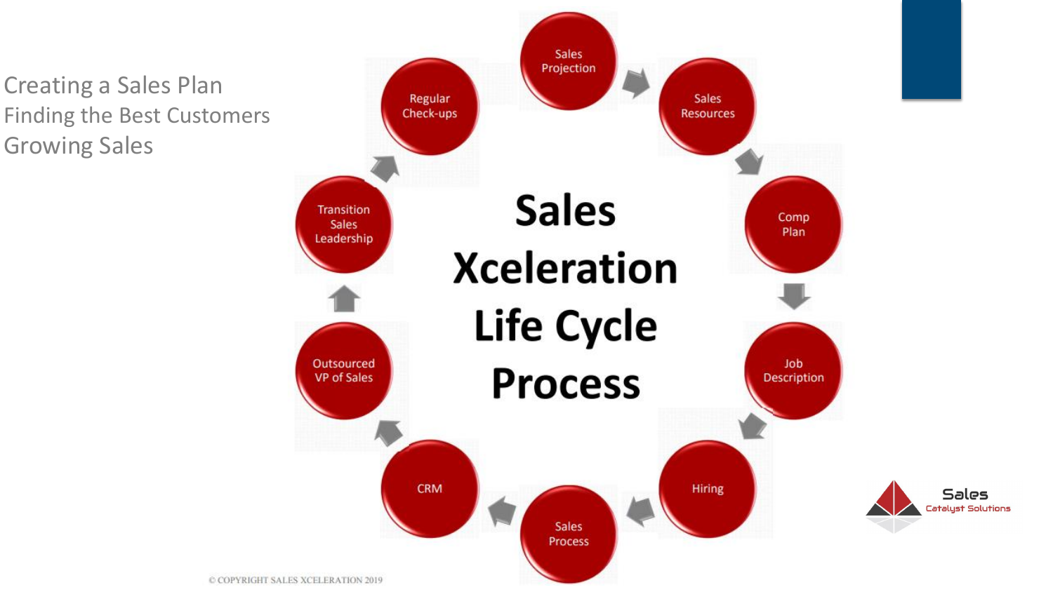Creating a Sales Plan
Finding the Best Customers
Growing Sales

# Sales Xceleration Life Cycle Process

1. Sales Projection
2. Sales Resources
3. Comp Plan
4. Job Description
5. Hiring
6. Sales Process
7. CRM
8. Outsourced VP of Sales
9. Transition Sales Leadership
10. Regular Check-ups

Sales Catalyst Solutions

© COPYRIGHT SALES XCELERATION 2019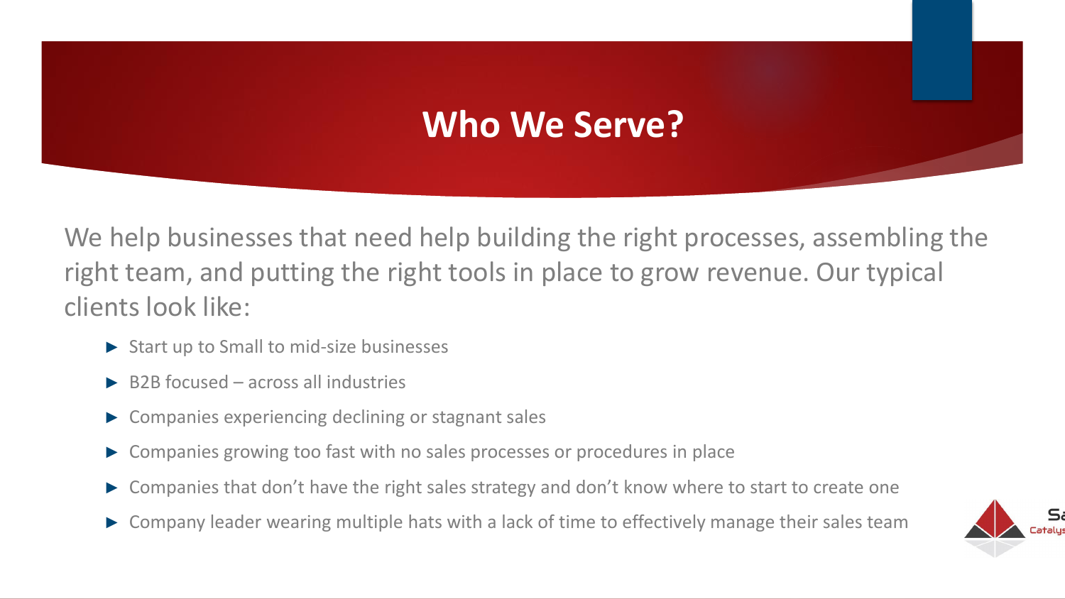# Who We Serve?

We help businesses that need help building the right processes, assembling the right team, and putting the right tools in place to grow revenue. Our typical clients look like:

- Start up to Small to mid-size businesses
- B2B focused – across all industries
- Companies experiencing declining or stagnant sales
- Companies growing too fast with no sales processes or procedures in place
- Companies that don't have the right sales strategy and don't know where to start to create one
- Company leader wearing multiple hats with a lack of time to effectively manage their sales team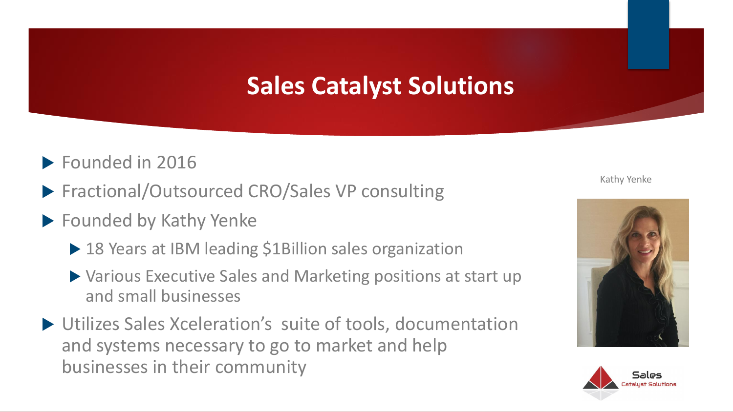# Sales Catalyst Solutions

- Founded in 2016
- Fractional/Outsourced CRO/Sales VP consulting
- Founded by Kathy Yenke
  - 18 Years at IBM leading $1Billion sales organization
  - Various Executive Sales and Marketing positions at start up and small businesses
- Utilizes Sales Xceleration's suite of tools, documentation and systems necessary to go to market and help businesses in their community

Kathy Yenke

Sales
Catalyst Solutions